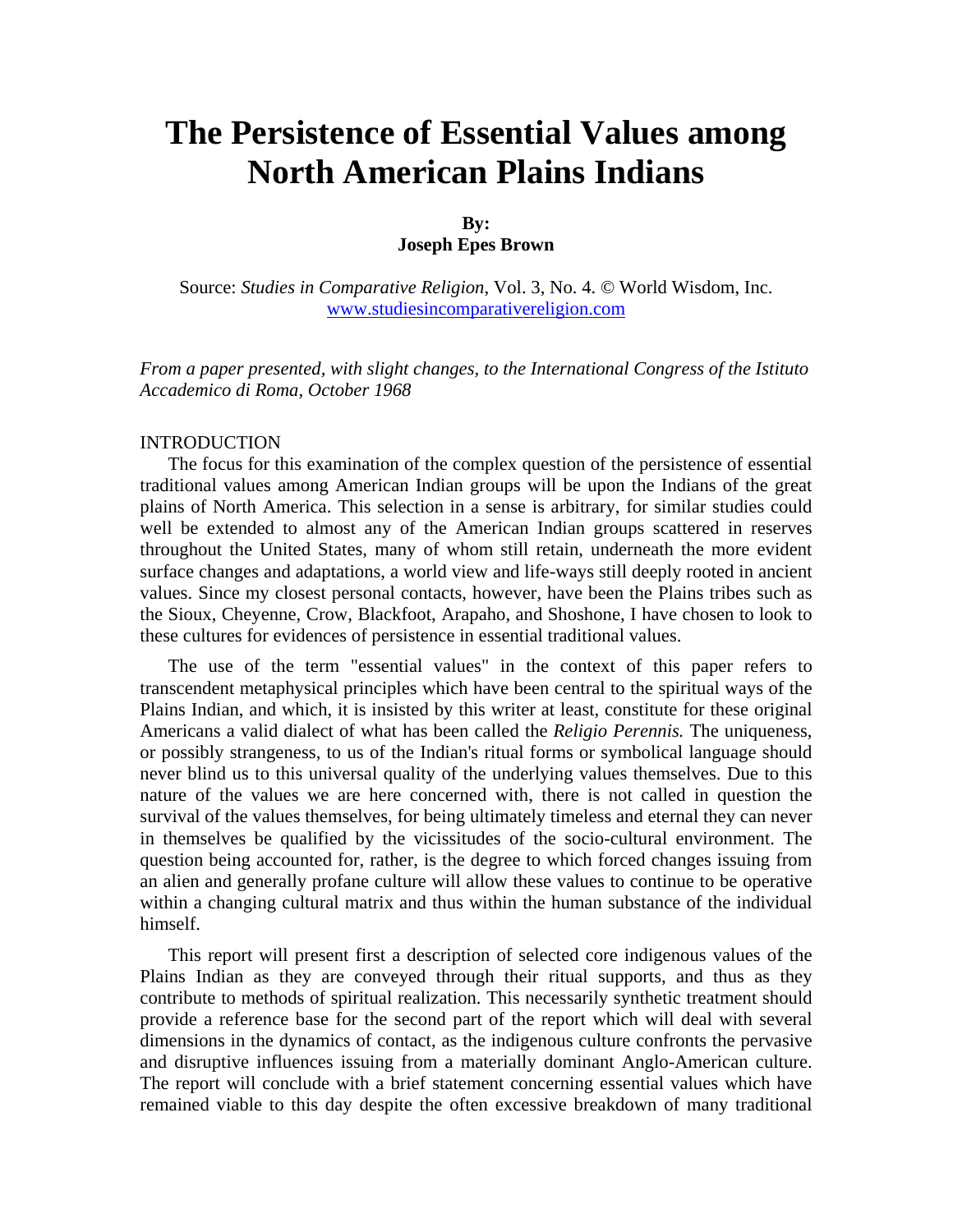# The Persistence of Essential Values among North American Plains Indians

**By:**
**Joseph Epes Brown**

Source: *Studies in Comparative Religion*, Vol. 3, No. 4. © World Wisdom, Inc.
www.studiesincomparativereligion.com

*From a paper presented, with slight changes, to the International Congress of the Istituto Accademico di Roma, October 1968*

INTRODUCTION

The focus for this examination of the complex question of the persistence of essential traditional values among American Indian groups will be upon the Indians of the great plains of North America. This selection in a sense is arbitrary, for similar studies could well be extended to almost any of the American Indian groups scattered in reserves throughout the United States, many of whom still retain, underneath the more evident surface changes and adaptations, a world view and life-ways still deeply rooted in ancient values. Since my closest personal contacts, however, have been the Plains tribes such as the Sioux, Cheyenne, Crow, Blackfoot, Arapaho, and Shoshone, I have chosen to look to these cultures for evidences of persistence in essential traditional values.

The use of the term "essential values" in the context of this paper refers to transcendent metaphysical principles which have been central to the spiritual ways of the Plains Indian, and which, it is insisted by this writer at least, constitute for these original Americans a valid dialect of what has been called the *Religio Perennis.* The uniqueness, or possibly strangeness, to us of the Indian's ritual forms or symbolical language should never blind us to this universal quality of the underlying values themselves. Due to this nature of the values we are here concerned with, there is not called in question the survival of the values themselves, for being ultimately timeless and eternal they can never in themselves be qualified by the vicissitudes of the socio-cultural environment. The question being accounted for, rather, is the degree to which forced changes issuing from an alien and generally profane culture will allow these values to continue to be operative within a changing cultural matrix and thus within the human substance of the individual himself.

This report will present first a description of selected core indigenous values of the Plains Indian as they are conveyed through their ritual supports, and thus as they contribute to methods of spiritual realization. This necessarily synthetic treatment should provide a reference base for the second part of the report which will deal with several dimensions in the dynamics of contact, as the indigenous culture confronts the pervasive and disruptive influences issuing from a materially dominant Anglo-American culture. The report will conclude with a brief statement concerning essential values which have remained viable to this day despite the often excessive breakdown of many traditional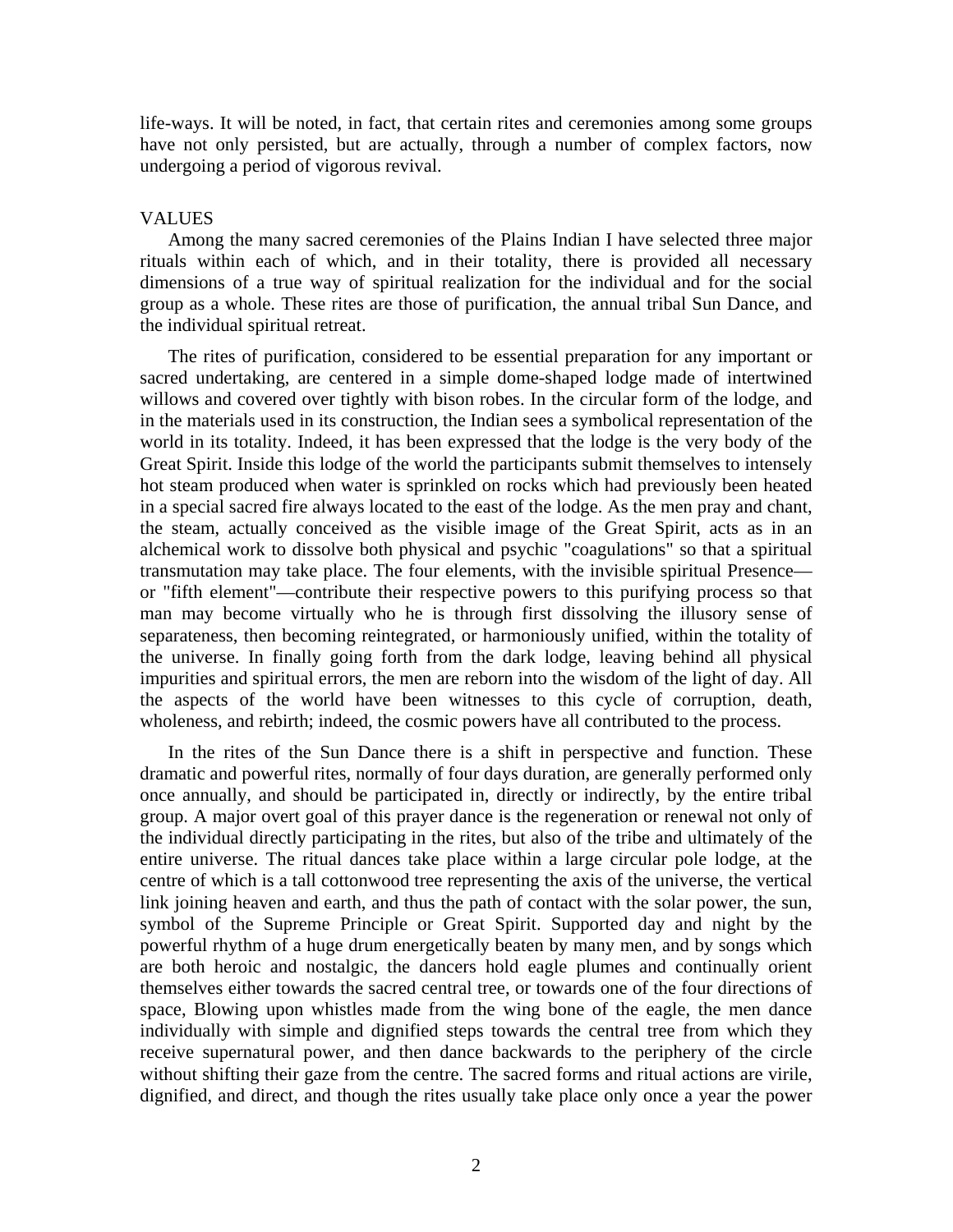life-ways. It will be noted, in fact, that certain rites and ceremonies among some groups have not only persisted, but are actually, through a number of complex factors, now undergoing a period of vigorous revival.

## VALUES

Among the many sacred ceremonies of the Plains Indian I have selected three major rituals within each of which, and in their totality, there is provided all necessary dimensions of a true way of spiritual realization for the individual and for the social group as a whole. These rites are those of purification, the annual tribal Sun Dance, and the individual spiritual retreat.

The rites of purification, considered to be essential preparation for any important or sacred undertaking, are centered in a simple dome-shaped lodge made of intertwined willows and covered over tightly with bison robes. In the circular form of the lodge, and in the materials used in its construction, the Indian sees a symbolical representation of the world in its totality. Indeed, it has been expressed that the lodge is the very body of the Great Spirit. Inside this lodge of the world the participants submit themselves to intensely hot steam produced when water is sprinkled on rocks which had previously been heated in a special sacred fire always located to the east of the lodge. As the men pray and chant, the steam, actually conceived as the visible image of the Great Spirit, acts as in an alchemical work to dissolve both physical and psychic "coagulations" so that a spiritual transmutation may take place. The four elements, with the invisible spiritual Presence—or "fifth element"—contribute their respective powers to this purifying process so that man may become virtually who he is through first dissolving the illusory sense of separateness, then becoming reintegrated, or harmoniously unified, within the totality of the universe. In finally going forth from the dark lodge, leaving behind all physical impurities and spiritual errors, the men are reborn into the wisdom of the light of day. All the aspects of the world have been witnesses to this cycle of corruption, death, wholeness, and rebirth; indeed, the cosmic powers have all contributed to the process.

In the rites of the Sun Dance there is a shift in perspective and function. These dramatic and powerful rites, normally of four days duration, are generally performed only once annually, and should be participated in, directly or indirectly, by the entire tribal group. A major overt goal of this prayer dance is the regeneration or renewal not only of the individual directly participating in the rites, but also of the tribe and ultimately of the entire universe. The ritual dances take place within a large circular pole lodge, at the centre of which is a tall cottonwood tree representing the axis of the universe, the vertical link joining heaven and earth, and thus the path of contact with the solar power, the sun, symbol of the Supreme Principle or Great Spirit. Supported day and night by the powerful rhythm of a huge drum energetically beaten by many men, and by songs which are both heroic and nostalgic, the dancers hold eagle plumes and continually orient themselves either towards the sacred central tree, or towards one of the four directions of space, Blowing upon whistles made from the wing bone of the eagle, the men dance individually with simple and dignified steps towards the central tree from which they receive supernatural power, and then dance backwards to the periphery of the circle without shifting their gaze from the centre. The sacred forms and ritual actions are virile, dignified, and direct, and though the rites usually take place only once a year the power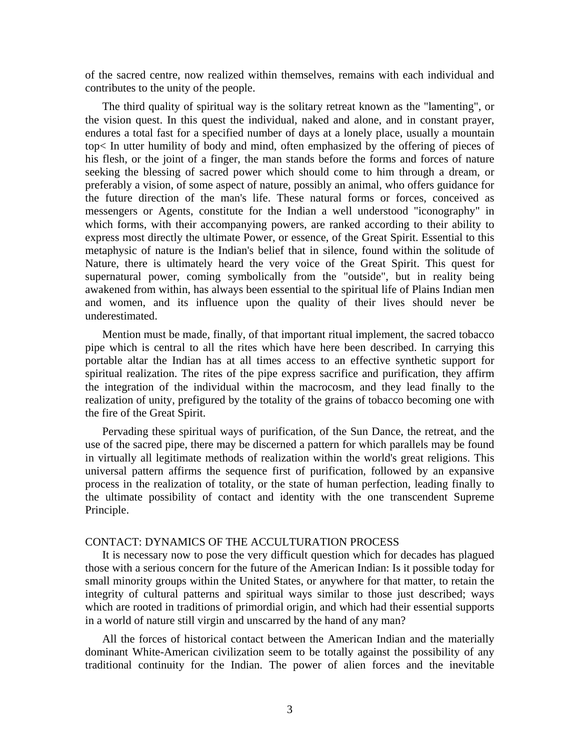of the sacred centre, now realized within themselves, remains with each individual and contributes to the unity of the people.

The third quality of spiritual way is the solitary retreat known as the "lamenting", or the vision quest. In this quest the individual, naked and alone, and in constant prayer, endures a total fast for a specified number of days at a lonely place, usually a mountain top< In utter humility of body and mind, often emphasized by the offering of pieces of his flesh, or the joint of a finger, the man stands before the forms and forces of nature seeking the blessing of sacred power which should come to him through a dream, or preferably a vision, of some aspect of nature, possibly an animal, who offers guidance for the future direction of the man's life. These natural forms or forces, conceived as messengers or Agents, constitute for the Indian a well understood "iconography" in which forms, with their accompanying powers, are ranked according to their ability to express most directly the ultimate Power, or essence, of the Great Spirit. Essential to this metaphysic of nature is the Indian's belief that in silence, found within the solitude of Nature, there is ultimately heard the very voice of the Great Spirit. This quest for supernatural power, coming symbolically from the "outside", but in reality being awakened from within, has always been essential to the spiritual life of Plains Indian men and women, and its influence upon the quality of their lives should never be underestimated.

Mention must be made, finally, of that important ritual implement, the sacred tobacco pipe which is central to all the rites which have here been described. In carrying this portable altar the Indian has at all times access to an effective synthetic support for spiritual realization. The rites of the pipe express sacrifice and purification, they affirm the integration of the individual within the macrocosm, and they lead finally to the realization of unity, prefigured by the totality of the grains of tobacco becoming one with the fire of the Great Spirit.

Pervading these spiritual ways of purification, of the Sun Dance, the retreat, and the use of the sacred pipe, there may be discerned a pattern for which parallels may be found in virtually all legitimate methods of realization within the world's great religions. This universal pattern affirms the sequence first of purification, followed by an expansive process in the realization of totality, or the state of human perfection, leading finally to the ultimate possibility of contact and identity with the one transcendent Supreme Principle.

## CONTACT: DYNAMICS OF THE ACCULTURATION PROCESS

It is necessary now to pose the very difficult question which for decades has plagued those with a serious concern for the future of the American Indian: Is it possible today for small minority groups within the United States, or anywhere for that matter, to retain the integrity of cultural patterns and spiritual ways similar to those just described; ways which are rooted in traditions of primordial origin, and which had their essential supports in a world of nature still virgin and unscarred by the hand of any man?

All the forces of historical contact between the American Indian and the materially dominant White-American civilization seem to be totally against the possibility of any traditional continuity for the Indian. The power of alien forces and the inevitable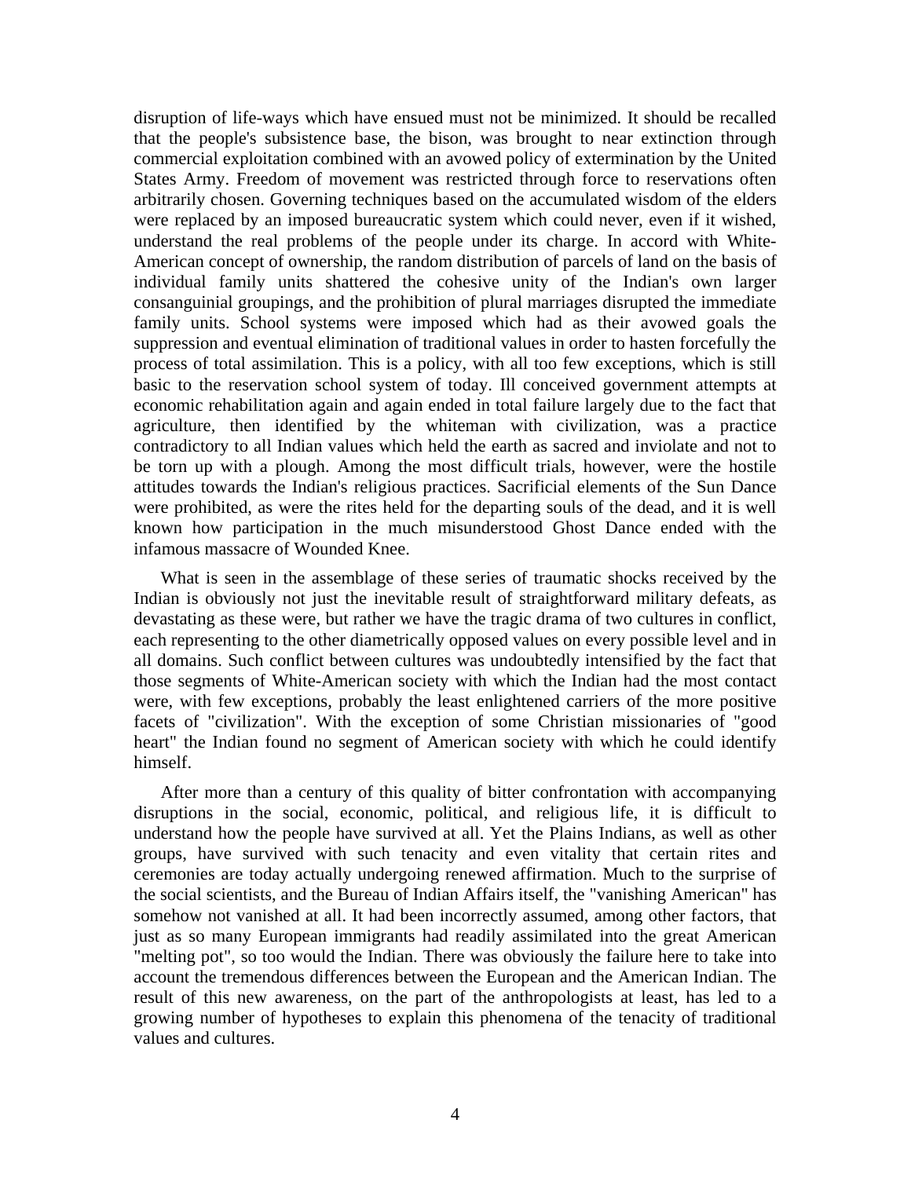disruption of life-ways which have ensued must not be minimized. It should be recalled that the people's subsistence base, the bison, was brought to near extinction through commercial exploitation combined with an avowed policy of extermination by the United States Army. Freedom of movement was restricted through force to reservations often arbitrarily chosen. Governing techniques based on the accumulated wisdom of the elders were replaced by an imposed bureaucratic system which could never, even if it wished, understand the real problems of the people under its charge. In accord with White-American concept of ownership, the random distribution of parcels of land on the basis of individual family units shattered the cohesive unity of the Indian's own larger consanguinial groupings, and the prohibition of plural marriages disrupted the immediate family units. School systems were imposed which had as their avowed goals the suppression and eventual elimination of traditional values in order to hasten forcefully the process of total assimilation. This is a policy, with all too few exceptions, which is still basic to the reservation school system of today. Ill conceived government attempts at economic rehabilitation again and again ended in total failure largely due to the fact that agriculture, then identified by the whiteman with civilization, was a practice contradictory to all Indian values which held the earth as sacred and inviolate and not to be torn up with a plough. Among the most difficult trials, however, were the hostile attitudes towards the Indian's religious practices. Sacrificial elements of the Sun Dance were prohibited, as were the rites held for the departing souls of the dead, and it is well known how participation in the much misunderstood Ghost Dance ended with the infamous massacre of Wounded Knee.

What is seen in the assemblage of these series of traumatic shocks received by the Indian is obviously not just the inevitable result of straightforward military defeats, as devastating as these were, but rather we have the tragic drama of two cultures in conflict, each representing to the other diametrically opposed values on every possible level and in all domains. Such conflict between cultures was undoubtedly intensified by the fact that those segments of White-American society with which the Indian had the most contact were, with few exceptions, probably the least enlightened carriers of the more positive facets of "civilization". With the exception of some Christian missionaries of "good heart" the Indian found no segment of American society with which he could identify himself.

After more than a century of this quality of bitter confrontation with accompanying disruptions in the social, economic, political, and religious life, it is difficult to understand how the people have survived at all. Yet the Plains Indians, as well as other groups, have survived with such tenacity and even vitality that certain rites and ceremonies are today actually undergoing renewed affirmation. Much to the surprise of the social scientists, and the Bureau of Indian Affairs itself, the "vanishing American" has somehow not vanished at all. It had been incorrectly assumed, among other factors, that just as so many European immigrants had readily assimilated into the great American "melting pot", so too would the Indian. There was obviously the failure here to take into account the tremendous differences between the European and the American Indian. The result of this new awareness, on the part of the anthropologists at least, has led to a growing number of hypotheses to explain this phenomena of the tenacity of traditional values and cultures.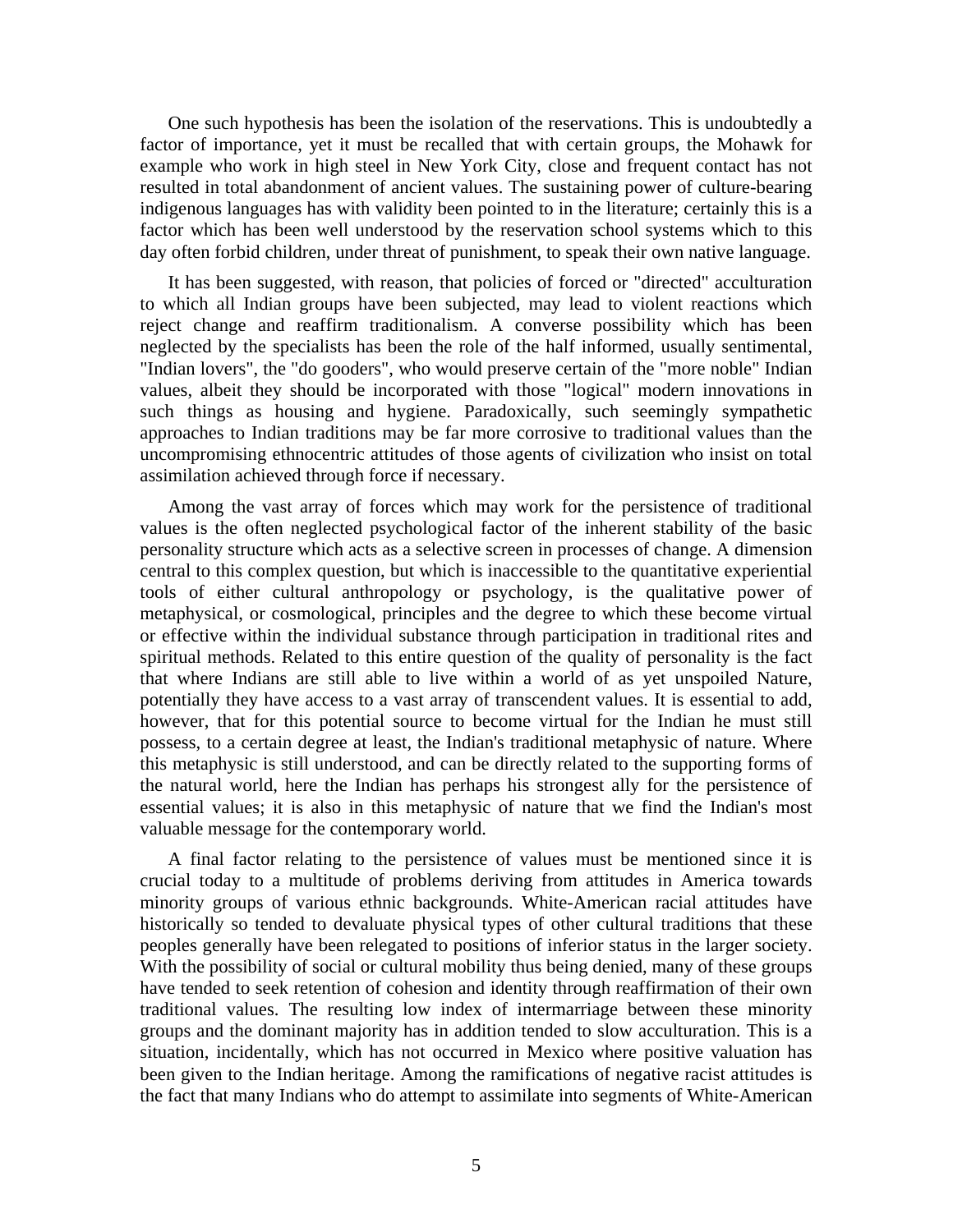One such hypothesis has been the isolation of the reservations. This is undoubtedly a factor of importance, yet it must be recalled that with certain groups, the Mohawk for example who work in high steel in New York City, close and frequent contact has not resulted in total abandonment of ancient values. The sustaining power of culture-bearing indigenous languages has with validity been pointed to in the literature; certainly this is a factor which has been well understood by the reservation school systems which to this day often forbid children, under threat of punishment, to speak their own native language.

It has been suggested, with reason, that policies of forced or "directed" acculturation to which all Indian groups have been subjected, may lead to violent reactions which reject change and reaffirm traditionalism. A converse possibility which has been neglected by the specialists has been the role of the half informed, usually sentimental, "Indian lovers", the "do gooders", who would preserve certain of the "more noble" Indian values, albeit they should be incorporated with those "logical" modern innovations in such things as housing and hygiene. Paradoxically, such seemingly sympathetic approaches to Indian traditions may be far more corrosive to traditional values than the uncompromising ethnocentric attitudes of those agents of civilization who insist on total assimilation achieved through force if necessary.

Among the vast array of forces which may work for the persistence of traditional values is the often neglected psychological factor of the inherent stability of the basic personality structure which acts as a selective screen in processes of change. A dimension central to this complex question, but which is inaccessible to the quantitative experiential tools of either cultural anthropology or psychology, is the qualitative power of metaphysical, or cosmological, principles and the degree to which these become virtual or effective within the individual substance through participation in traditional rites and spiritual methods. Related to this entire question of the quality of personality is the fact that where Indians are still able to live within a world of as yet unspoiled Nature, potentially they have access to a vast array of transcendent values. It is essential to add, however, that for this potential source to become virtual for the Indian he must still possess, to a certain degree at least, the Indian's traditional metaphysic of nature. Where this metaphysic is still understood, and can be directly related to the supporting forms of the natural world, here the Indian has perhaps his strongest ally for the persistence of essential values; it is also in this metaphysic of nature that we find the Indian's most valuable message for the contemporary world.

A final factor relating to the persistence of values must be mentioned since it is crucial today to a multitude of problems deriving from attitudes in America towards minority groups of various ethnic backgrounds. White-American racial attitudes have historically so tended to devaluate physical types of other cultural traditions that these peoples generally have been relegated to positions of inferior status in the larger society. With the possibility of social or cultural mobility thus being denied, many of these groups have tended to seek retention of cohesion and identity through reaffirmation of their own traditional values. The resulting low index of intermarriage between these minority groups and the dominant majority has in addition tended to slow acculturation. This is a situation, incidentally, which has not occurred in Mexico where positive valuation has been given to the Indian heritage. Among the ramifications of negative racist attitudes is the fact that many Indians who do attempt to assimilate into segments of White-American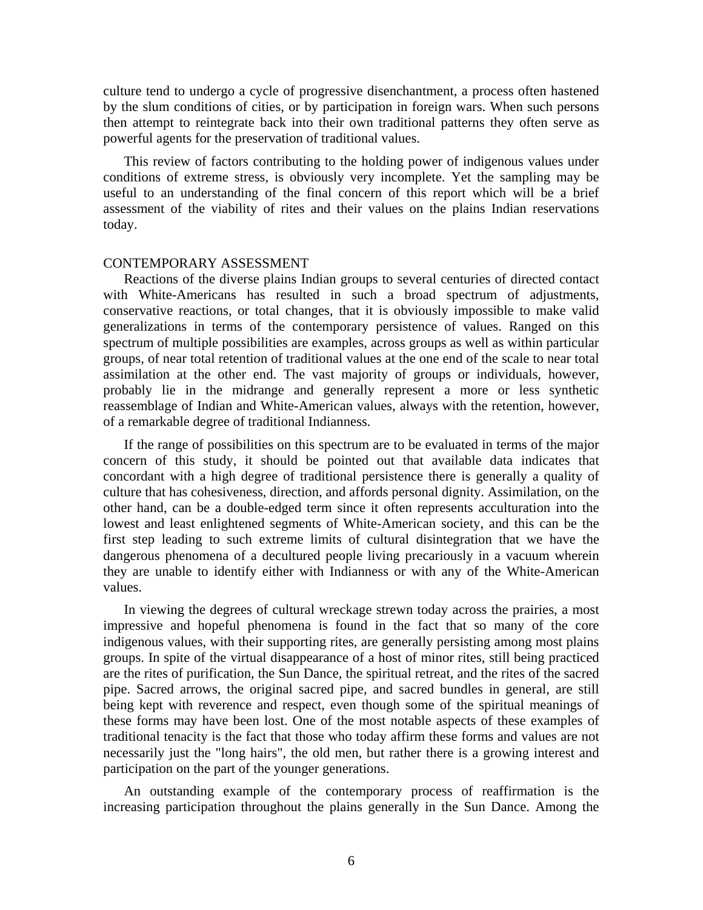culture tend to undergo a cycle of progressive disenchantment, a process often hastened by the slum conditions of cities, or by participation in foreign wars. When such persons then attempt to reintegrate back into their own traditional patterns they often serve as powerful agents for the preservation of traditional values.

This review of factors contributing to the holding power of indigenous values under conditions of extreme stress, is obviously very incomplete. Yet the sampling may be useful to an understanding of the final concern of this report which will be a brief assessment of the viability of rites and their values on the plains Indian reservations today.

## CONTEMPORARY ASSESSMENT

Reactions of the diverse plains Indian groups to several centuries of directed contact with White-Americans has resulted in such a broad spectrum of adjustments, conservative reactions, or total changes, that it is obviously impossible to make valid generalizations in terms of the contemporary persistence of values. Ranged on this spectrum of multiple possibilities are examples, across groups as well as within particular groups, of near total retention of traditional values at the one end of the scale to near total assimilation at the other end. The vast majority of groups or individuals, however, probably lie in the midrange and generally represent a more or less synthetic reassemblage of Indian and White-American values, always with the retention, however, of a remarkable degree of traditional Indianness.

If the range of possibilities on this spectrum are to be evaluated in terms of the major concern of this study, it should be pointed out that available data indicates that concordant with a high degree of traditional persistence there is generally a quality of culture that has cohesiveness, direction, and affords personal dignity. Assimilation, on the other hand, can be a double-edged term since it often represents acculturation into the lowest and least enlightened segments of White-American society, and this can be the first step leading to such extreme limits of cultural disintegration that we have the dangerous phenomena of a decultured people living precariously in a vacuum wherein they are unable to identify either with Indianness or with any of the White-American values.

In viewing the degrees of cultural wreckage strewn today across the prairies, a most impressive and hopeful phenomena is found in the fact that so many of the core indigenous values, with their supporting rites, are generally persisting among most plains groups. In spite of the virtual disappearance of a host of minor rites, still being practiced are the rites of purification, the Sun Dance, the spiritual retreat, and the rites of the sacred pipe. Sacred arrows, the original sacred pipe, and sacred bundles in general, are still being kept with reverence and respect, even though some of the spiritual meanings of these forms may have been lost. One of the most notable aspects of these examples of traditional tenacity is the fact that those who today affirm these forms and values are not necessarily just the "long hairs", the old men, but rather there is a growing interest and participation on the part of the younger generations.

An outstanding example of the contemporary process of reaffirmation is the increasing participation throughout the plains generally in the Sun Dance. Among the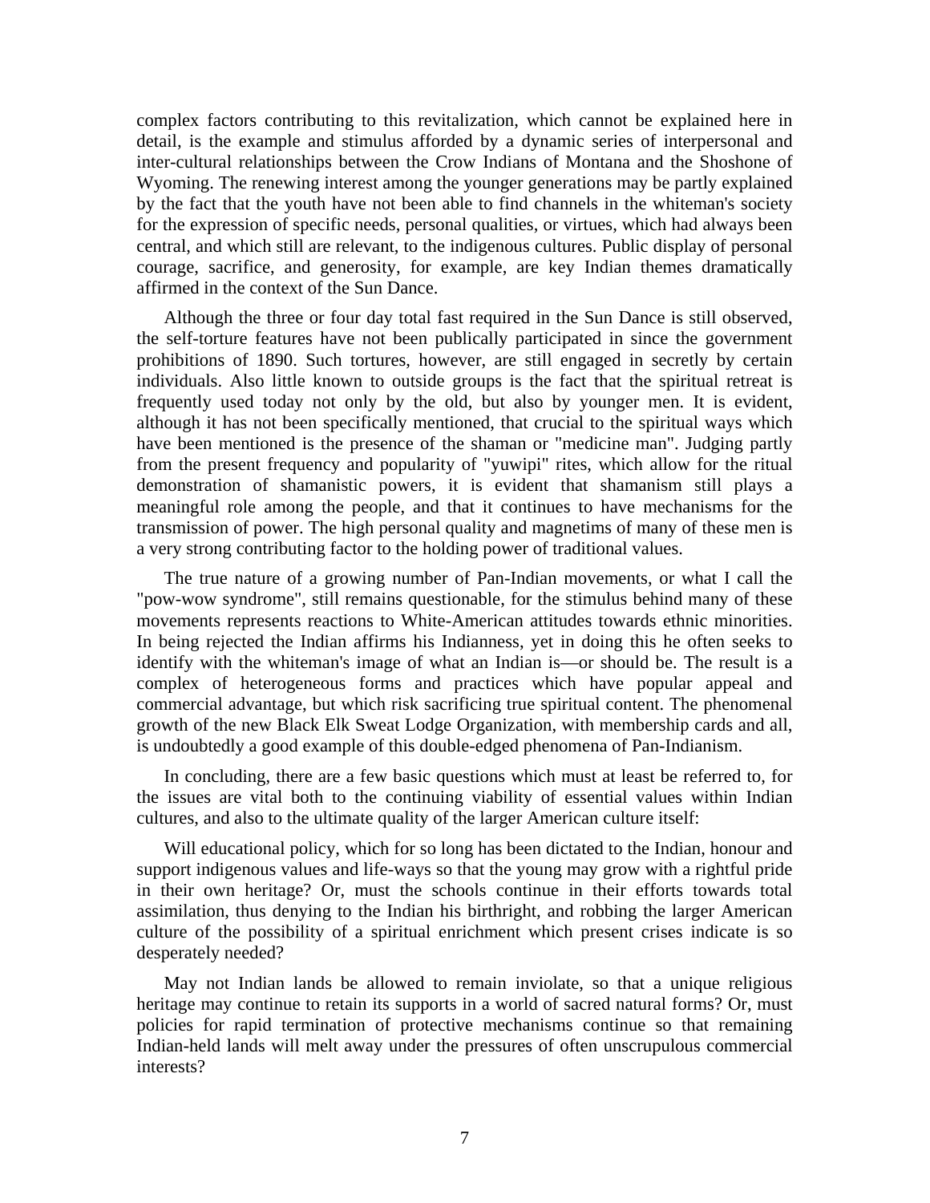complex factors contributing to this revitalization, which cannot be explained here in detail, is the example and stimulus afforded by a dynamic series of interpersonal and inter-cultural relationships between the Crow Indians of Montana and the Shoshone of Wyoming. The renewing interest among the younger generations may be partly explained by the fact that the youth have not been able to find channels in the whiteman's society for the expression of specific needs, personal qualities, or virtues, which had always been central, and which still are relevant, to the indigenous cultures. Public display of personal courage, sacrifice, and generosity, for example, are key Indian themes dramatically affirmed in the context of the Sun Dance.

Although the three or four day total fast required in the Sun Dance is still observed, the self-torture features have not been publically participated in since the government prohibitions of 1890. Such tortures, however, are still engaged in secretly by certain individuals. Also little known to outside groups is the fact that the spiritual retreat is frequently used today not only by the old, but also by younger men. It is evident, although it has not been specifically mentioned, that crucial to the spiritual ways which have been mentioned is the presence of the shaman or "medicine man". Judging partly from the present frequency and popularity of "yuwipi" rites, which allow for the ritual demonstration of shamanistic powers, it is evident that shamanism still plays a meaningful role among the people, and that it continues to have mechanisms for the transmission of power. The high personal quality and magnetims of many of these men is a very strong contributing factor to the holding power of traditional values.

The true nature of a growing number of Pan-Indian movements, or what I call the "pow-wow syndrome", still remains questionable, for the stimulus behind many of these movements represents reactions to White-American attitudes towards ethnic minorities. In being rejected the Indian affirms his Indianness, yet in doing this he often seeks to identify with the whiteman's image of what an Indian is—or should be. The result is a complex of heterogeneous forms and practices which have popular appeal and commercial advantage, but which risk sacrificing true spiritual content. The phenomenal growth of the new Black Elk Sweat Lodge Organization, with membership cards and all, is undoubtedly a good example of this double-edged phenomena of Pan-Indianism.

In concluding, there are a few basic questions which must at least be referred to, for the issues are vital both to the continuing viability of essential values within Indian cultures, and also to the ultimate quality of the larger American culture itself:

Will educational policy, which for so long has been dictated to the Indian, honour and support indigenous values and life-ways so that the young may grow with a rightful pride in their own heritage? Or, must the schools continue in their efforts towards total assimilation, thus denying to the Indian his birthright, and robbing the larger American culture of the possibility of a spiritual enrichment which present crises indicate is so desperately needed?

May not Indian lands be allowed to remain inviolate, so that a unique religious heritage may continue to retain its supports in a world of sacred natural forms? Or, must policies for rapid termination of protective mechanisms continue so that remaining Indian-held lands will melt away under the pressures of often unscrupulous commercial interests?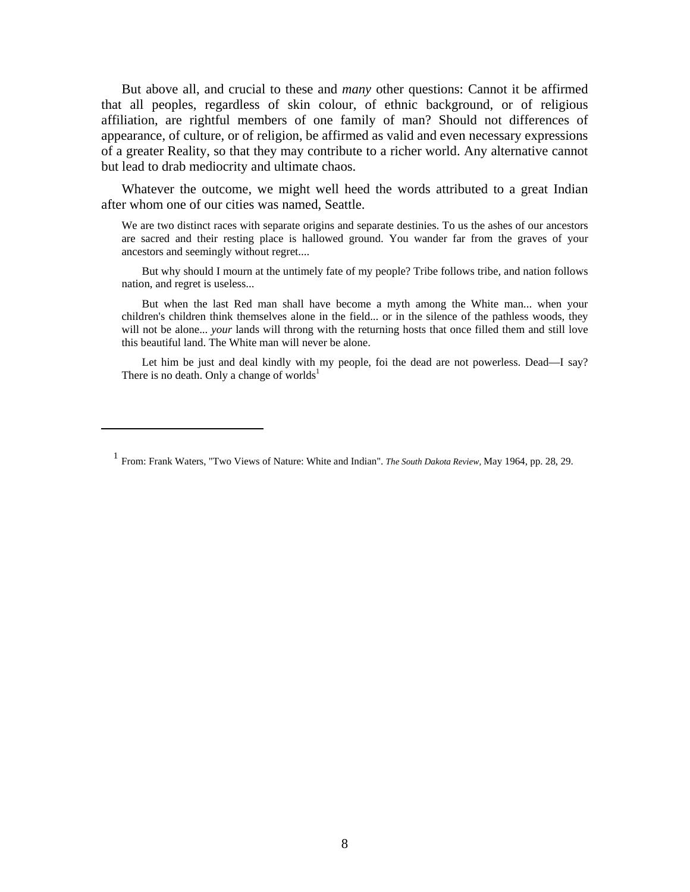But above all, and crucial to these and *many* other questions: Cannot it be affirmed that all peoples, regardless of skin colour, of ethnic background, or of religious affiliation, are rightful members of one family of man? Should not differences of appearance, of culture, or of religion, be affirmed as valid and even necessary expressions of a greater Reality, so that they may contribute to a richer world. Any alternative cannot but lead to drab mediocrity and ultimate chaos.

Whatever the outcome, we might well heed the words attributed to a great Indian after whom one of our cities was named, Seattle.

> We are two distinct races with separate origins and separate destinies. To us the ashes of our ancestors are sacred and their resting place is hallowed ground. You wander far from the graves of your ancestors and seemingly without regret....
>
> But why should I mourn at the untimely fate of my people? Tribe follows tribe, and nation follows nation, and regret is useless...
>
> But when the last Red man shall have become a myth among the White man... when your children's children think themselves alone in the field... or in the silence of the pathless woods, they will not be alone... *your* lands will throng with the returning hosts that once filled them and still love this beautiful land. The White man will never be alone.
>
> Let him be just and deal kindly with my people, foi the dead are not powerless. Dead—I say? There is no death. Only a change of worlds[1]

---

[1] From: Frank Waters, "Two Views of Nature: White and Indian". *The South Dakota Review,* May 1964, pp. 28, 29.